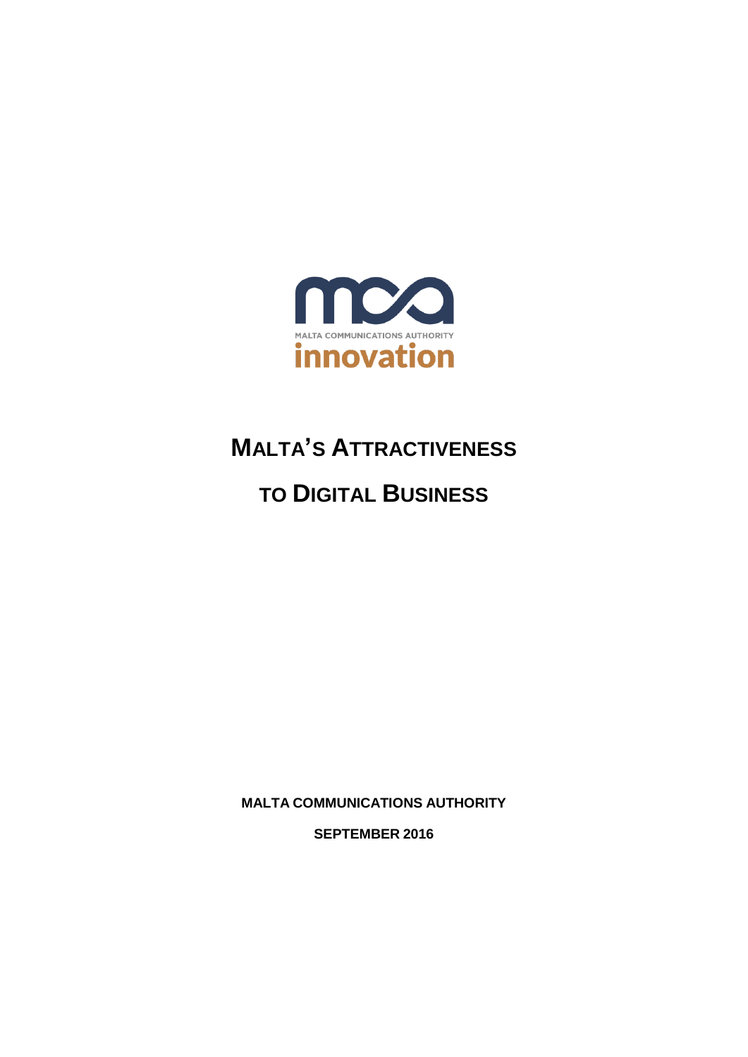MALTA COMMUNICATIONS AUTHORITY

innovation

# MALTA'S ATTRACTIVENESS TO DIGITAL BUSINESS

**MALTA COMMUNICATIONS AUTHORITY**

**SEPTEMBER 2016**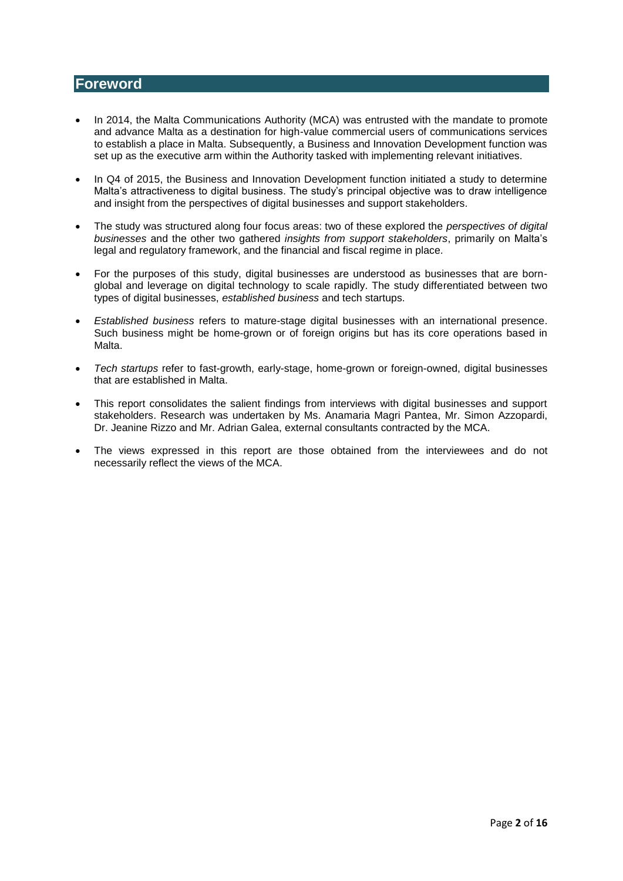# Foreword

- In 2014, the Malta Communications Authority (MCA) was entrusted with the mandate to promote and advance Malta as a destination for high-value commercial users of communications services to establish a place in Malta. Subsequently, a Business and Innovation Development function was set up as the executive arm within the Authority tasked with implementing relevant initiatives.

- In Q4 of 2015, the Business and Innovation Development function initiated a study to determine Malta's attractiveness to digital business. The study's principal objective was to draw intelligence and insight from the perspectives of digital businesses and support stakeholders.

- The study was structured along four focus areas: two of these explored the *perspectives of digital businesses* and the other two gathered *insights from support stakeholders*, primarily on Malta's legal and regulatory framework, and the financial and fiscal regime in place.

- For the purposes of this study, digital businesses are understood as businesses that are born-global and leverage on digital technology to scale rapidly. The study differentiated between two types of digital businesses, *established business* and tech startups.

- *Established business* refers to mature-stage digital businesses with an international presence. Such business might be home-grown or of foreign origins but has its core operations based in Malta.

- *Tech startups* refer to fast-growth, early-stage, home-grown or foreign-owned, digital businesses that are established in Malta.

- This report consolidates the salient findings from interviews with digital businesses and support stakeholders. Research was undertaken by Ms. Anamaria Magri Pantea, Mr. Simon Azzopardi, Dr. Jeanine Rizzo and Mr. Adrian Galea, external consultants contracted by the MCA.

- The views expressed in this report are those obtained from the interviewees and do not necessarily reflect the views of the MCA.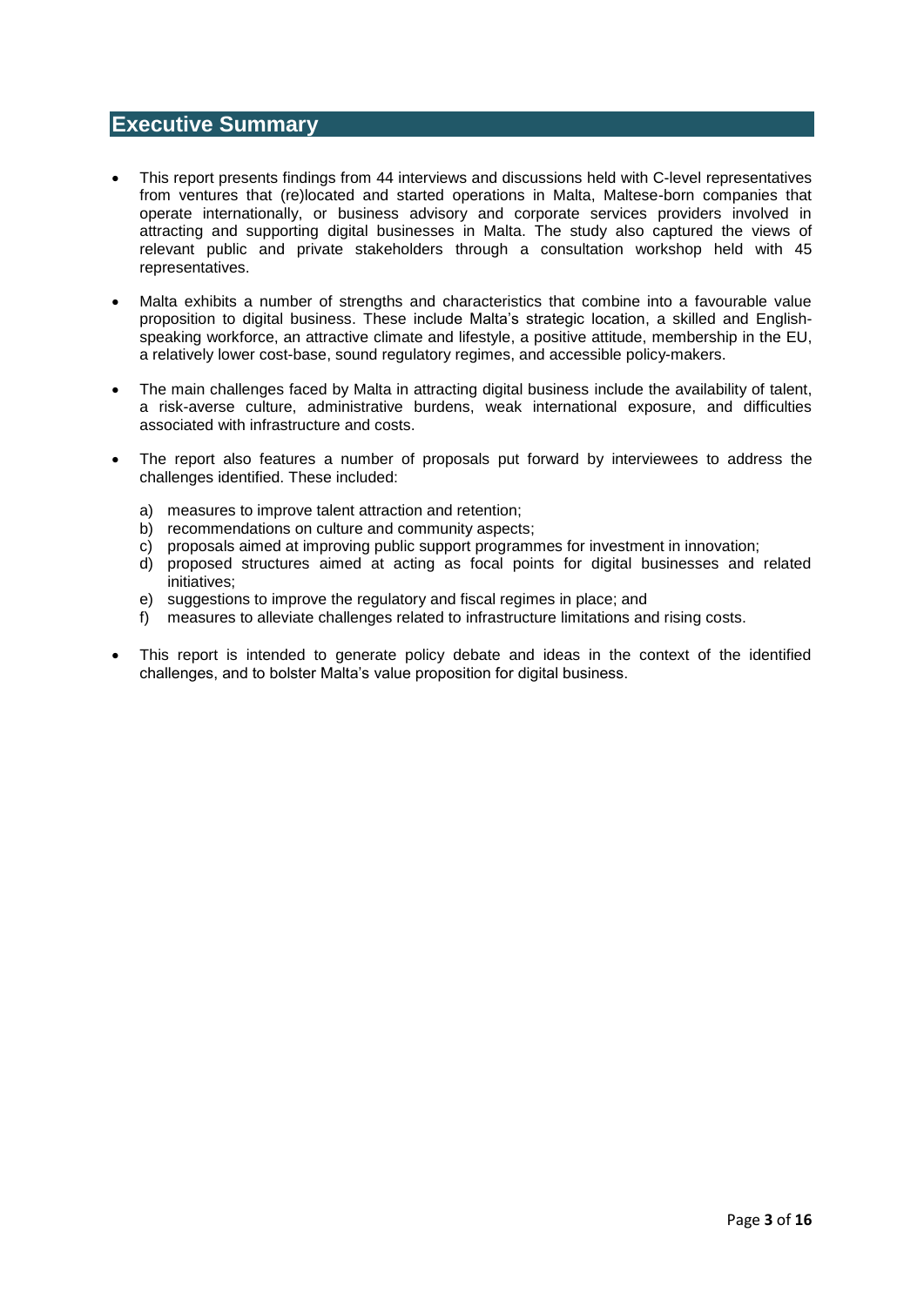# Executive Summary

- This report presents findings from 44 interviews and discussions held with C-level representatives from ventures that (re)located and started operations in Malta, Maltese-born companies that operate internationally, or business advisory and corporate services providers involved in attracting and supporting digital businesses in Malta. The study also captured the views of relevant public and private stakeholders through a consultation workshop held with 45 representatives.

- Malta exhibits a number of strengths and characteristics that combine into a favourable value proposition to digital business. These include Malta's strategic location, a skilled and English-speaking workforce, an attractive climate and lifestyle, a positive attitude, membership in the EU, a relatively lower cost-base, sound regulatory regimes, and accessible policy-makers.

- The main challenges faced by Malta in attracting digital business include the availability of talent, a risk-averse culture, administrative burdens, weak international exposure, and difficulties associated with infrastructure and costs.

- The report also features a number of proposals put forward by interviewees to address the challenges identified. These included:

  a) measures to improve talent attraction and retention;
  b) recommendations on culture and community aspects;
  c) proposals aimed at improving public support programmes for investment in innovation;
  d) proposed structures aimed at acting as focal points for digital businesses and related initiatives;
  e) suggestions to improve the regulatory and fiscal regimes in place; and
  f) measures to alleviate challenges related to infrastructure limitations and rising costs.

- This report is intended to generate policy debate and ideas in the context of the identified challenges, and to bolster Malta's value proposition for digital business.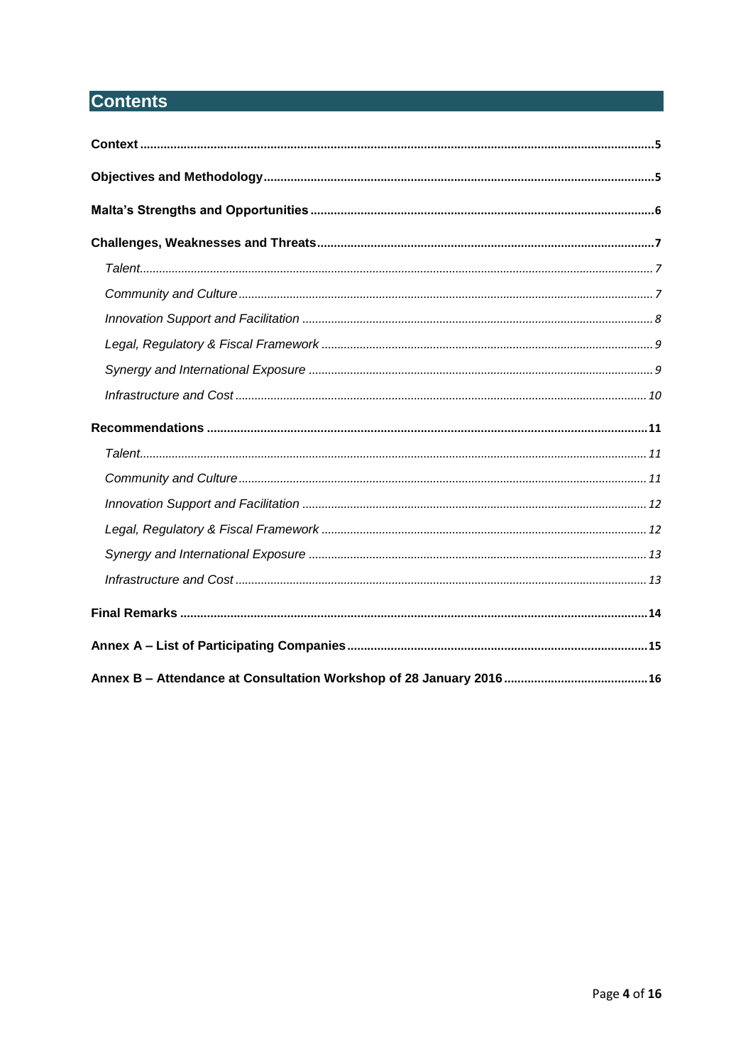# Contents

**Context** .......... **5**

**Objectives and Methodology** .......... **5**

**Malta's Strengths and Opportunities** .......... **6**

**Challenges, Weaknesses and Threats** .......... **7**

- *Talent* .......... *7*
- *Community and Culture* .......... *7*
- *Innovation Support and Facilitation* .......... *8*
- *Legal, Regulatory & Fiscal Framework* .......... *9*
- *Synergy and International Exposure* .......... *9*
- *Infrastructure and Cost* .......... *10*

**Recommendations** .......... **11**

- *Talent* .......... *11*
- *Community and Culture* .......... *11*
- *Innovation Support and Facilitation* .......... *12*
- *Legal, Regulatory & Fiscal Framework* .......... *12*
- *Synergy and International Exposure* .......... *13*
- *Infrastructure and Cost* .......... *13*

**Final Remarks** .......... **14**

**Annex A – List of Participating Companies** .......... **15**

**Annex B – Attendance at Consultation Workshop of 28 January 2016** .......... **16**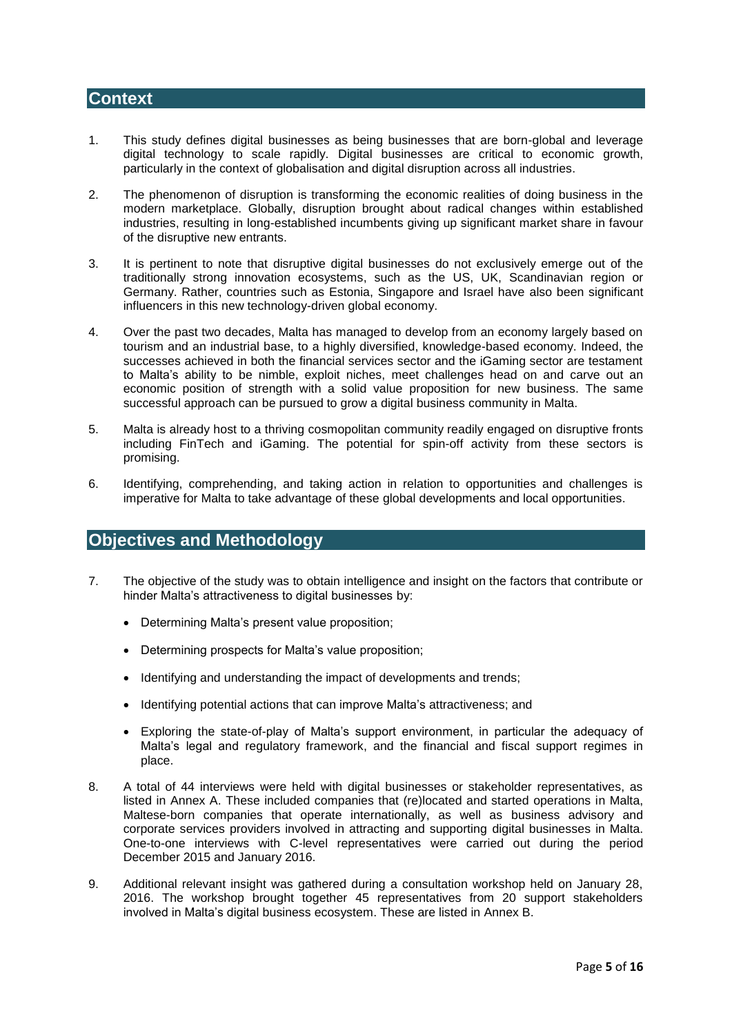## Context

1. This study defines digital businesses as being businesses that are born-global and leverage digital technology to scale rapidly. Digital businesses are critical to economic growth, particularly in the context of globalisation and digital disruption across all industries.

2. The phenomenon of disruption is transforming the economic realities of doing business in the modern marketplace. Globally, disruption brought about radical changes within established industries, resulting in long-established incumbents giving up significant market share in favour of the disruptive new entrants.

3. It is pertinent to note that disruptive digital businesses do not exclusively emerge out of the traditionally strong innovation ecosystems, such as the US, UK, Scandinavian region or Germany. Rather, countries such as Estonia, Singapore and Israel have also been significant influencers in this new technology-driven global economy.

4. Over the past two decades, Malta has managed to develop from an economy largely based on tourism and an industrial base, to a highly diversified, knowledge-based economy. Indeed, the successes achieved in both the financial services sector and the iGaming sector are testament to Malta's ability to be nimble, exploit niches, meet challenges head on and carve out an economic position of strength with a solid value proposition for new business. The same successful approach can be pursued to grow a digital business community in Malta.

5. Malta is already host to a thriving cosmopolitan community readily engaged on disruptive fronts including FinTech and iGaming. The potential for spin-off activity from these sectors is promising.

6. Identifying, comprehending, and taking action in relation to opportunities and challenges is imperative for Malta to take advantage of these global developments and local opportunities.

## Objectives and Methodology

7. The objective of the study was to obtain intelligence and insight on the factors that contribute or hinder Malta's attractiveness to digital businesses by:

   - Determining Malta's present value proposition;
   - Determining prospects for Malta's value proposition;
   - Identifying and understanding the impact of developments and trends;
   - Identifying potential actions that can improve Malta's attractiveness; and
   - Exploring the state-of-play of Malta's support environment, in particular the adequacy of Malta's legal and regulatory framework, and the financial and fiscal support regimes in place.

8. A total of 44 interviews were held with digital businesses or stakeholder representatives, as listed in Annex A. These included companies that (re)located and started operations in Malta, Maltese-born companies that operate internationally, as well as business advisory and corporate services providers involved in attracting and supporting digital businesses in Malta. One-to-one interviews with C-level representatives were carried out during the period December 2015 and January 2016.

9. Additional relevant insight was gathered during a consultation workshop held on January 28, 2016. The workshop brought together 45 representatives from 20 support stakeholders involved in Malta's digital business ecosystem. These are listed in Annex B.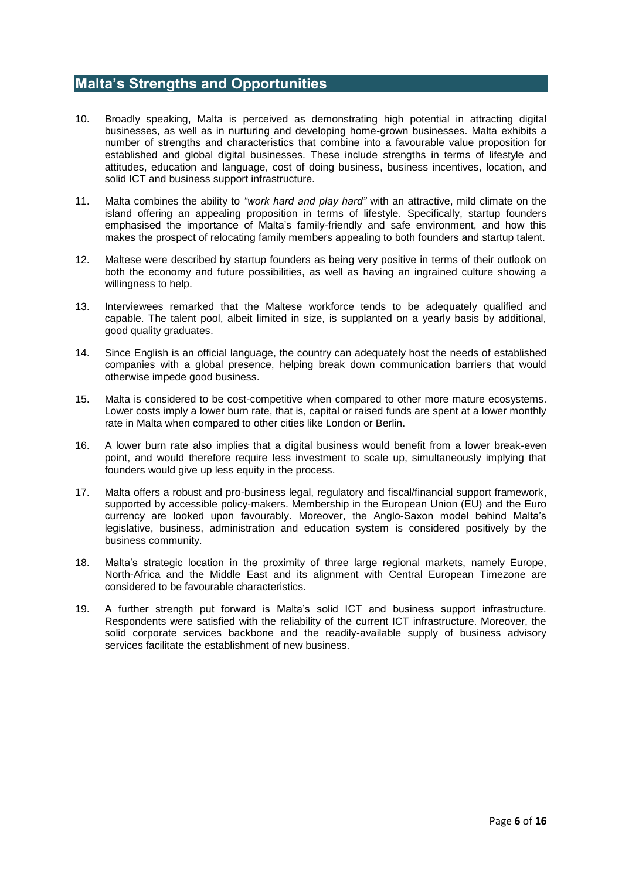## Malta's Strengths and Opportunities

10. Broadly speaking, Malta is perceived as demonstrating high potential in attracting digital businesses, as well as in nurturing and developing home-grown businesses. Malta exhibits a number of strengths and characteristics that combine into a favourable value proposition for established and global digital businesses. These include strengths in terms of lifestyle and attitudes, education and language, cost of doing business, business incentives, location, and solid ICT and business support infrastructure.

11. Malta combines the ability to *"work hard and play hard"* with an attractive, mild climate on the island offering an appealing proposition in terms of lifestyle. Specifically, startup founders emphasised the importance of Malta's family-friendly and safe environment, and how this makes the prospect of relocating family members appealing to both founders and startup talent.

12. Maltese were described by startup founders as being very positive in terms of their outlook on both the economy and future possibilities, as well as having an ingrained culture showing a willingness to help.

13. Interviewees remarked that the Maltese workforce tends to be adequately qualified and capable. The talent pool, albeit limited in size, is supplanted on a yearly basis by additional, good quality graduates.

14. Since English is an official language, the country can adequately host the needs of established companies with a global presence, helping break down communication barriers that would otherwise impede good business.

15. Malta is considered to be cost-competitive when compared to other more mature ecosystems. Lower costs imply a lower burn rate, that is, capital or raised funds are spent at a lower monthly rate in Malta when compared to other cities like London or Berlin.

16. A lower burn rate also implies that a digital business would benefit from a lower break-even point, and would therefore require less investment to scale up, simultaneously implying that founders would give up less equity in the process.

17. Malta offers a robust and pro-business legal, regulatory and fiscal/financial support framework, supported by accessible policy-makers. Membership in the European Union (EU) and the Euro currency are looked upon favourably. Moreover, the Anglo-Saxon model behind Malta's legislative, business, administration and education system is considered positively by the business community.

18. Malta's strategic location in the proximity of three large regional markets, namely Europe, North-Africa and the Middle East and its alignment with Central European Timezone are considered to be favourable characteristics.

19. A further strength put forward is Malta's solid ICT and business support infrastructure. Respondents were satisfied with the reliability of the current ICT infrastructure. Moreover, the solid corporate services backbone and the readily-available supply of business advisory services facilitate the establishment of new business.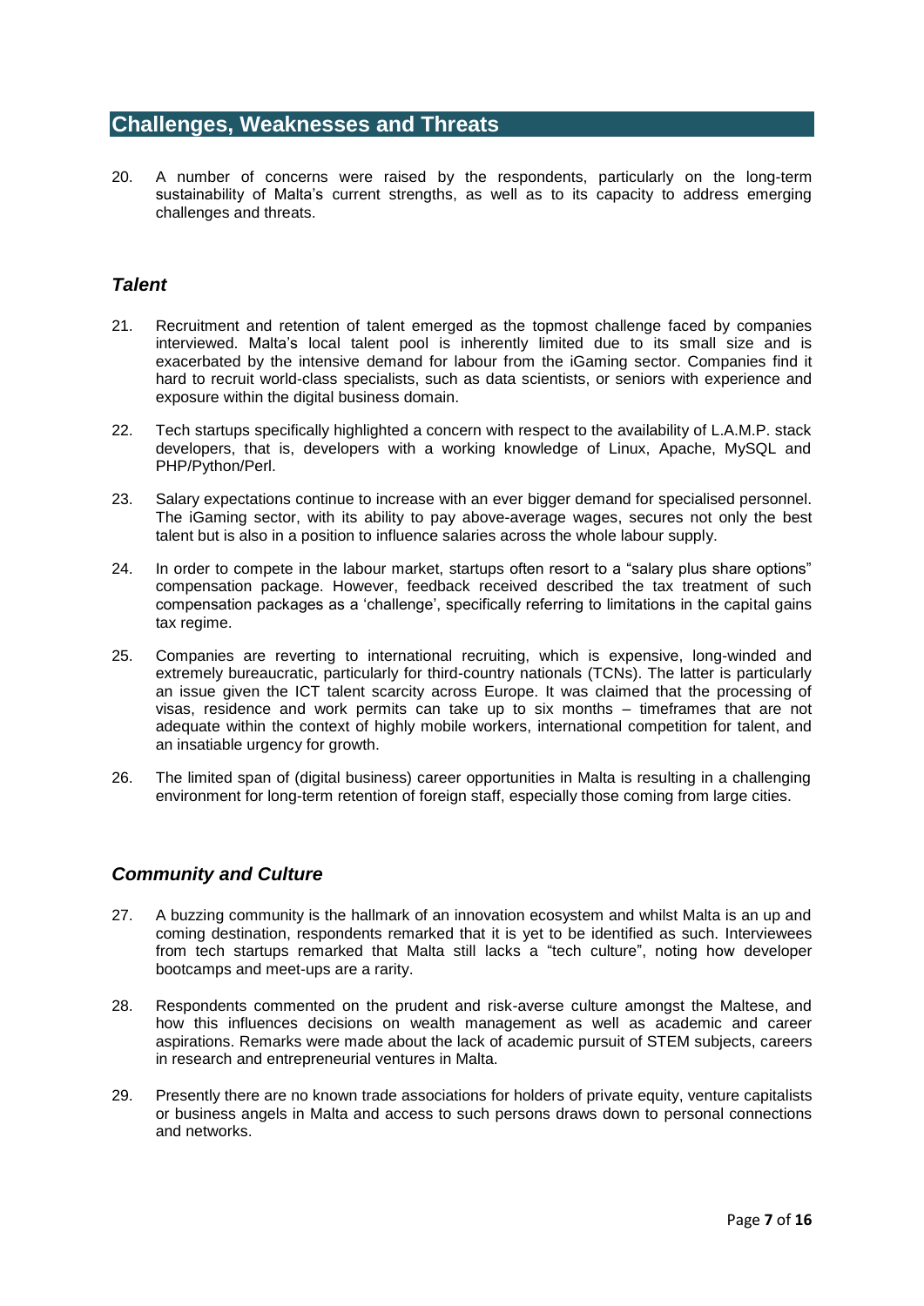## Challenges, Weaknesses and Threats

20. A number of concerns were raised by the respondents, particularly on the long-term sustainability of Malta's current strengths, as well as to its capacity to address emerging challenges and threats.

### *Talent*

21. Recruitment and retention of talent emerged as the topmost challenge faced by companies interviewed. Malta's local talent pool is inherently limited due to its small size and is exacerbated by the intensive demand for labour from the iGaming sector. Companies find it hard to recruit world-class specialists, such as data scientists, or seniors with experience and exposure within the digital business domain.

22. Tech startups specifically highlighted a concern with respect to the availability of L.A.M.P. stack developers, that is, developers with a working knowledge of Linux, Apache, MySQL and PHP/Python/Perl.

23. Salary expectations continue to increase with an ever bigger demand for specialised personnel. The iGaming sector, with its ability to pay above-average wages, secures not only the best talent but is also in a position to influence salaries across the whole labour supply.

24. In order to compete in the labour market, startups often resort to a "salary plus share options" compensation package. However, feedback received described the tax treatment of such compensation packages as a 'challenge', specifically referring to limitations in the capital gains tax regime.

25. Companies are reverting to international recruiting, which is expensive, long-winded and extremely bureaucratic, particularly for third-country nationals (TCNs). The latter is particularly an issue given the ICT talent scarcity across Europe. It was claimed that the processing of visas, residence and work permits can take up to six months – timeframes that are not adequate within the context of highly mobile workers, international competition for talent, and an insatiable urgency for growth.

26. The limited span of (digital business) career opportunities in Malta is resulting in a challenging environment for long-term retention of foreign staff, especially those coming from large cities.

### *Community and Culture*

27. A buzzing community is the hallmark of an innovation ecosystem and whilst Malta is an up and coming destination, respondents remarked that it is yet to be identified as such. Interviewees from tech startups remarked that Malta still lacks a "tech culture", noting how developer bootcamps and meet-ups are a rarity.

28. Respondents commented on the prudent and risk-averse culture amongst the Maltese, and how this influences decisions on wealth management as well as academic and career aspirations. Remarks were made about the lack of academic pursuit of STEM subjects, careers in research and entrepreneurial ventures in Malta.

29. Presently there are no known trade associations for holders of private equity, venture capitalists or business angels in Malta and access to such persons draws down to personal connections and networks.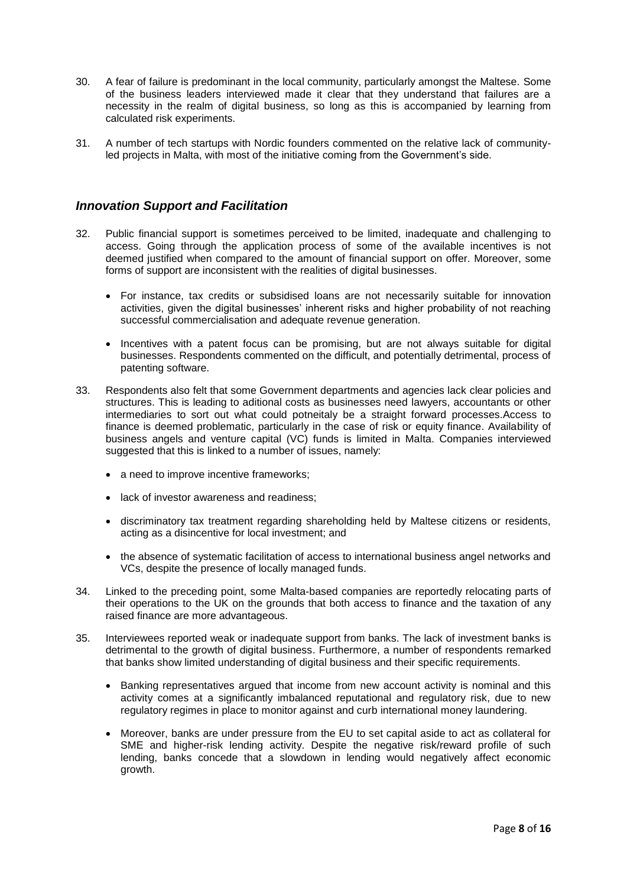30. A fear of failure is predominant in the local community, particularly amongst the Maltese. Some of the business leaders interviewed made it clear that they understand that failures are a necessity in the realm of digital business, so long as this is accompanied by learning from calculated risk experiments.

31. A number of tech startups with Nordic founders commented on the relative lack of community-led projects in Malta, with most of the initiative coming from the Government's side.

## *Innovation Support and Facilitation*

32. Public financial support is sometimes perceived to be limited, inadequate and challenging to access. Going through the application process of some of the available incentives is not deemed justified when compared to the amount of financial support on offer. Moreover, some forms of support are inconsistent with the realities of digital businesses.

    - For instance, tax credits or subsidised loans are not necessarily suitable for innovation activities, given the digital businesses' inherent risks and higher probability of not reaching successful commercialisation and adequate revenue generation.

    - Incentives with a patent focus can be promising, but are not always suitable for digital businesses. Respondents commented on the difficult, and potentially detrimental, process of patenting software.

33. Respondents also felt that some Government departments and agencies lack clear policies and structures. This is leading to aditional costs as businesses need lawyers, accountants or other intermediaries to sort out what could potneitaly be a straight forward processes.Access to finance is deemed problematic, particularly in the case of risk or equity finance. Availability of business angels and venture capital (VC) funds is limited in Malta. Companies interviewed suggested that this is linked to a number of issues, namely:

    - a need to improve incentive frameworks;

    - lack of investor awareness and readiness;

    - discriminatory tax treatment regarding shareholding held by Maltese citizens or residents, acting as a disincentive for local investment; and

    - the absence of systematic facilitation of access to international business angel networks and VCs, despite the presence of locally managed funds.

34. Linked to the preceding point, some Malta-based companies are reportedly relocating parts of their operations to the UK on the grounds that both access to finance and the taxation of any raised finance are more advantageous.

35. Interviewees reported weak or inadequate support from banks. The lack of investment banks is detrimental to the growth of digital business. Furthermore, a number of respondents remarked that banks show limited understanding of digital business and their specific requirements.

    - Banking representatives argued that income from new account activity is nominal and this activity comes at a significantly imbalanced reputational and regulatory risk, due to new regulatory regimes in place to monitor against and curb international money laundering.

    - Moreover, banks are under pressure from the EU to set capital aside to act as collateral for SME and higher-risk lending activity. Despite the negative risk/reward profile of such lending, banks concede that a slowdown in lending would negatively affect economic growth.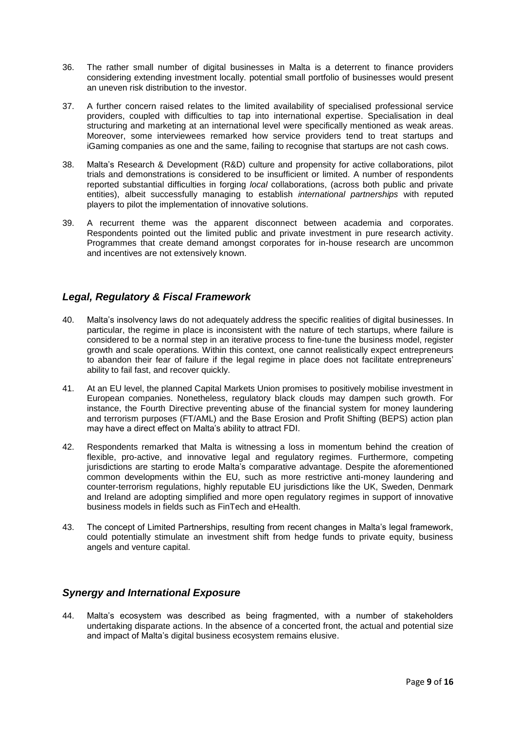36. The rather small number of digital businesses in Malta is a deterrent to finance providers considering extending investment locally. potential small portfolio of businesses would present an uneven risk distribution to the investor.

37. A further concern raised relates to the limited availability of specialised professional service providers, coupled with difficulties to tap into international expertise. Specialisation in deal structuring and marketing at an international level were specifically mentioned as weak areas. Moreover, some interviewees remarked how service providers tend to treat startups and iGaming companies as one and the same, failing to recognise that startups are not cash cows.

38. Malta's Research & Development (R&D) culture and propensity for active collaborations, pilot trials and demonstrations is considered to be insufficient or limited. A number of respondents reported substantial difficulties in forging *local* collaborations, (across both public and private entities), albeit successfully managing to establish *international partnerships* with reputed players to pilot the implementation of innovative solutions.

39. A recurrent theme was the apparent disconnect between academia and corporates. Respondents pointed out the limited public and private investment in pure research activity. Programmes that create demand amongst corporates for in-house research are uncommon and incentives are not extensively known.

## *Legal, Regulatory & Fiscal Framework*

40. Malta's insolvency laws do not adequately address the specific realities of digital businesses. In particular, the regime in place is inconsistent with the nature of tech startups, where failure is considered to be a normal step in an iterative process to fine-tune the business model, register growth and scale operations. Within this context, one cannot realistically expect entrepreneurs to abandon their fear of failure if the legal regime in place does not facilitate entrepreneurs' ability to fail fast, and recover quickly.

41. At an EU level, the planned Capital Markets Union promises to positively mobilise investment in European companies. Nonetheless, regulatory black clouds may dampen such growth. For instance, the Fourth Directive preventing abuse of the financial system for money laundering and terrorism purposes (FT/AML) and the Base Erosion and Profit Shifting (BEPS) action plan may have a direct effect on Malta's ability to attract FDI.

42. Respondents remarked that Malta is witnessing a loss in momentum behind the creation of flexible, pro-active, and innovative legal and regulatory regimes. Furthermore, competing jurisdictions are starting to erode Malta's comparative advantage. Despite the aforementioned common developments within the EU, such as more restrictive anti-money laundering and counter-terrorism regulations, highly reputable EU jurisdictions like the UK, Sweden, Denmark and Ireland are adopting simplified and more open regulatory regimes in support of innovative business models in fields such as FinTech and eHealth.

43. The concept of Limited Partnerships, resulting from recent changes in Malta's legal framework, could potentially stimulate an investment shift from hedge funds to private equity, business angels and venture capital.

## *Synergy and International Exposure*

44. Malta's ecosystem was described as being fragmented, with a number of stakeholders undertaking disparate actions. In the absence of a concerted front, the actual and potential size and impact of Malta's digital business ecosystem remains elusive.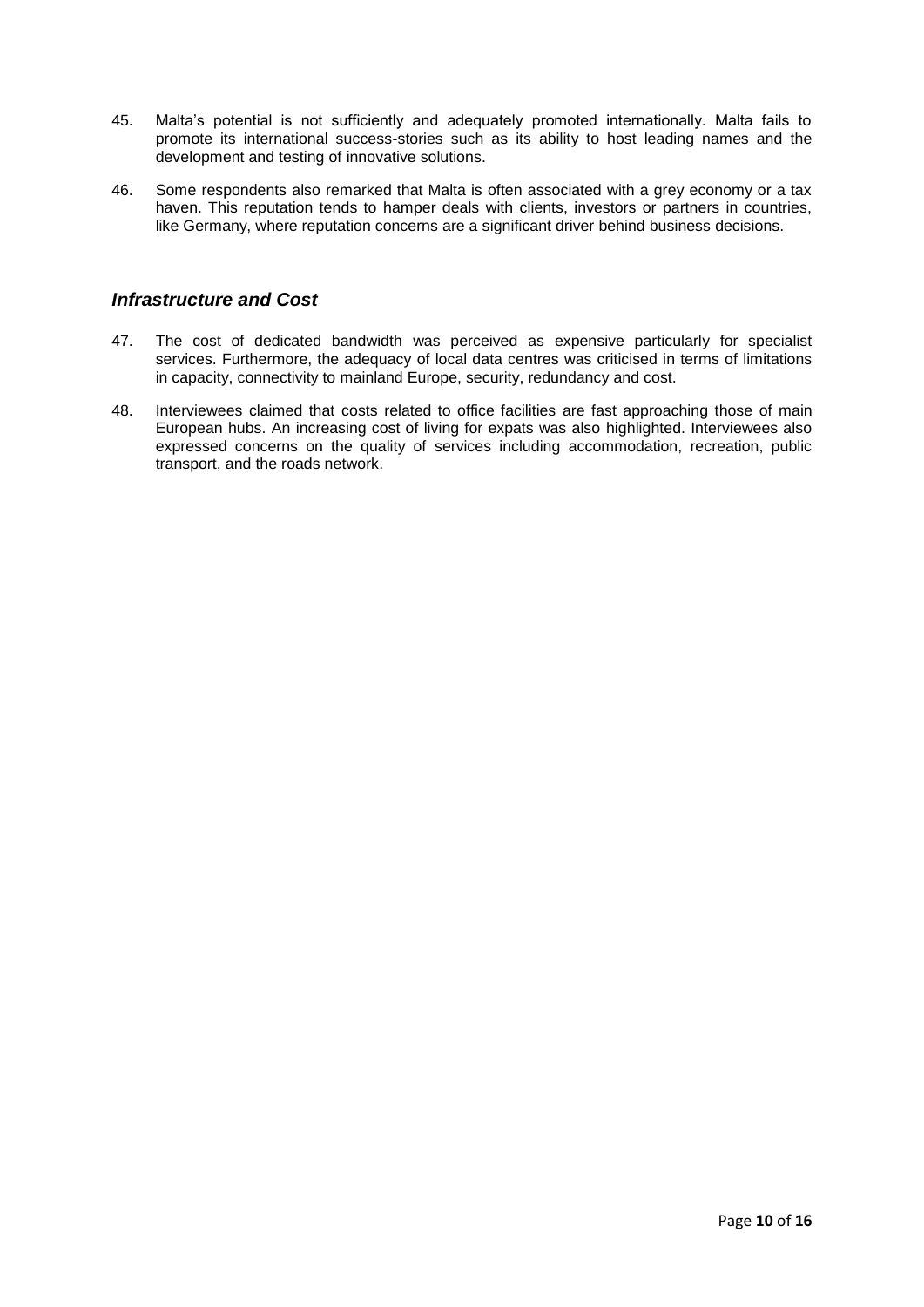45. Malta's potential is not sufficiently and adequately promoted internationally. Malta fails to promote its international success-stories such as its ability to host leading names and the development and testing of innovative solutions.

46. Some respondents also remarked that Malta is often associated with a grey economy or a tax haven. This reputation tends to hamper deals with clients, investors or partners in countries, like Germany, where reputation concerns are a significant driver behind business decisions.

### *Infrastructure and Cost*

47. The cost of dedicated bandwidth was perceived as expensive particularly for specialist services. Furthermore, the adequacy of local data centres was criticised in terms of limitations in capacity, connectivity to mainland Europe, security, redundancy and cost.

48. Interviewees claimed that costs related to office facilities are fast approaching those of main European hubs. An increasing cost of living for expats was also highlighted. Interviewees also expressed concerns on the quality of services including accommodation, recreation, public transport, and the roads network.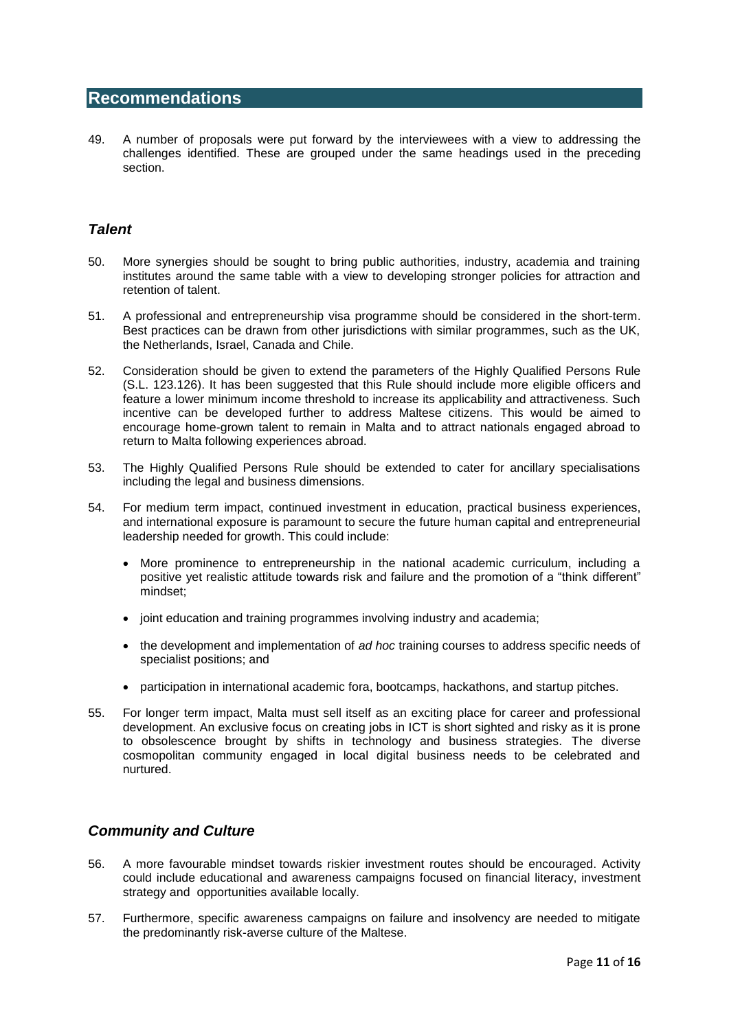## Recommendations

49. A number of proposals were put forward by the interviewees with a view to addressing the challenges identified. These are grouped under the same headings used in the preceding section.

### *Talent*

50. More synergies should be sought to bring public authorities, industry, academia and training institutes around the same table with a view to developing stronger policies for attraction and retention of talent.

51. A professional and entrepreneurship visa programme should be considered in the short-term. Best practices can be drawn from other jurisdictions with similar programmes, such as the UK, the Netherlands, Israel, Canada and Chile.

52. Consideration should be given to extend the parameters of the Highly Qualified Persons Rule (S.L. 123.126). It has been suggested that this Rule should include more eligible officers and feature a lower minimum income threshold to increase its applicability and attractiveness. Such incentive can be developed further to address Maltese citizens. This would be aimed to encourage home-grown talent to remain in Malta and to attract nationals engaged abroad to return to Malta following experiences abroad.

53. The Highly Qualified Persons Rule should be extended to cater for ancillary specialisations including the legal and business dimensions.

54. For medium term impact, continued investment in education, practical business experiences, and international exposure is paramount to secure the future human capital and entrepreneurial leadership needed for growth. This could include:

    - More prominence to entrepreneurship in the national academic curriculum, including a positive yet realistic attitude towards risk and failure and the promotion of a "think different" mindset;
    - joint education and training programmes involving industry and academia;
    - the development and implementation of *ad hoc* training courses to address specific needs of specialist positions; and
    - participation in international academic fora, bootcamps, hackathons, and startup pitches.

55. For longer term impact, Malta must sell itself as an exciting place for career and professional development. An exclusive focus on creating jobs in ICT is short sighted and risky as it is prone to obsolescence brought by shifts in technology and business strategies. The diverse cosmopolitan community engaged in local digital business needs to be celebrated and nurtured.

### *Community and Culture*

56. A more favourable mindset towards riskier investment routes should be encouraged. Activity could include educational and awareness campaigns focused on financial literacy, investment strategy and opportunities available locally.

57. Furthermore, specific awareness campaigns on failure and insolvency are needed to mitigate the predominantly risk-averse culture of the Maltese.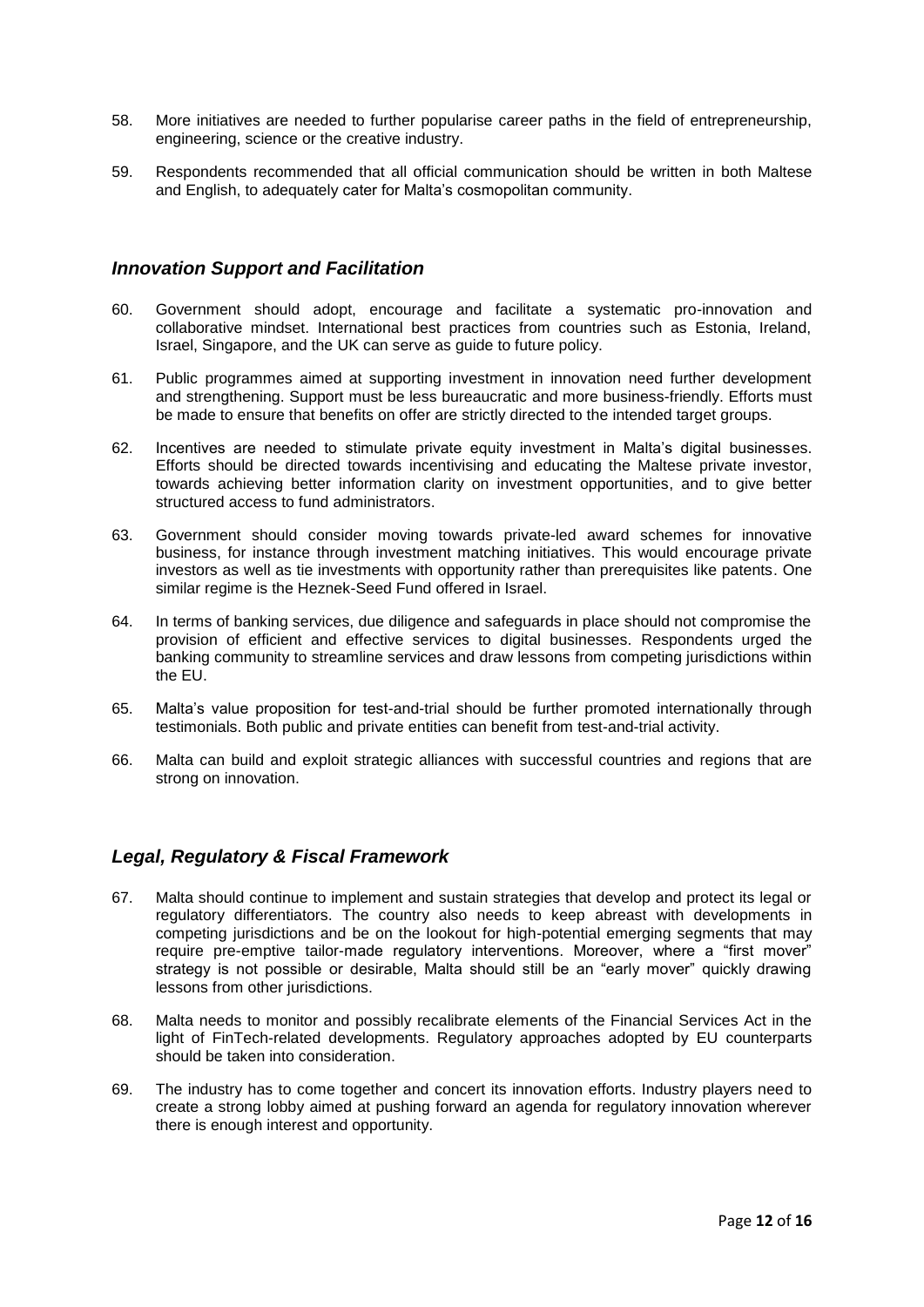58. More initiatives are needed to further popularise career paths in the field of entrepreneurship, engineering, science or the creative industry.

59. Respondents recommended that all official communication should be written in both Maltese and English, to adequately cater for Malta's cosmopolitan community.

### *Innovation Support and Facilitation*

60. Government should adopt, encourage and facilitate a systematic pro-innovation and collaborative mindset. International best practices from countries such as Estonia, Ireland, Israel, Singapore, and the UK can serve as guide to future policy.

61. Public programmes aimed at supporting investment in innovation need further development and strengthening. Support must be less bureaucratic and more business-friendly. Efforts must be made to ensure that benefits on offer are strictly directed to the intended target groups.

62. Incentives are needed to stimulate private equity investment in Malta's digital businesses. Efforts should be directed towards incentivising and educating the Maltese private investor, towards achieving better information clarity on investment opportunities, and to give better structured access to fund administrators.

63. Government should consider moving towards private-led award schemes for innovative business, for instance through investment matching initiatives. This would encourage private investors as well as tie investments with opportunity rather than prerequisites like patents. One similar regime is the Heznek-Seed Fund offered in Israel.

64. In terms of banking services, due diligence and safeguards in place should not compromise the provision of efficient and effective services to digital businesses. Respondents urged the banking community to streamline services and draw lessons from competing jurisdictions within the EU.

65. Malta's value proposition for test-and-trial should be further promoted internationally through testimonials. Both public and private entities can benefit from test-and-trial activity.

66. Malta can build and exploit strategic alliances with successful countries and regions that are strong on innovation.

### *Legal, Regulatory & Fiscal Framework*

67. Malta should continue to implement and sustain strategies that develop and protect its legal or regulatory differentiators. The country also needs to keep abreast with developments in competing jurisdictions and be on the lookout for high-potential emerging segments that may require pre-emptive tailor-made regulatory interventions. Moreover, where a "first mover" strategy is not possible or desirable, Malta should still be an "early mover" quickly drawing lessons from other jurisdictions.

68. Malta needs to monitor and possibly recalibrate elements of the Financial Services Act in the light of FinTech-related developments. Regulatory approaches adopted by EU counterparts should be taken into consideration.

69. The industry has to come together and concert its innovation efforts. Industry players need to create a strong lobby aimed at pushing forward an agenda for regulatory innovation wherever there is enough interest and opportunity.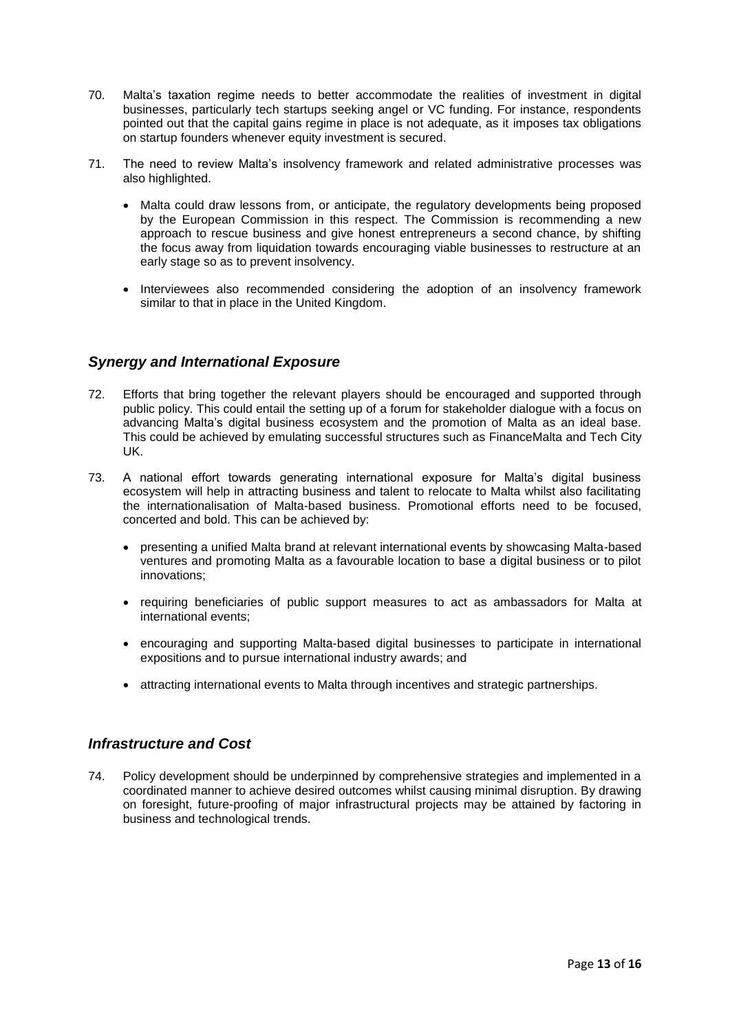70. Malta's taxation regime needs to better accommodate the realities of investment in digital businesses, particularly tech startups seeking angel or VC funding. For instance, respondents pointed out that the capital gains regime in place is not adequate, as it imposes tax obligations on startup founders whenever equity investment is secured.

71. The need to review Malta's insolvency framework and related administrative processes was also highlighted.

    - Malta could draw lessons from, or anticipate, the regulatory developments being proposed by the European Commission in this respect. The Commission is recommending a new approach to rescue business and give honest entrepreneurs a second chance, by shifting the focus away from liquidation towards encouraging viable businesses to restructure at an early stage so as to prevent insolvency.
    - Interviewees also recommended considering the adoption of an insolvency framework similar to that in place in the United Kingdom.

### *Synergy and International Exposure*

72. Efforts that bring together the relevant players should be encouraged and supported through public policy. This could entail the setting up of a forum for stakeholder dialogue with a focus on advancing Malta's digital business ecosystem and the promotion of Malta as an ideal base. This could be achieved by emulating successful structures such as FinanceMalta and Tech City UK.

73. A national effort towards generating international exposure for Malta's digital business ecosystem will help in attracting business and talent to relocate to Malta whilst also facilitating the internationalisation of Malta-based business. Promotional efforts need to be focused, concerted and bold. This can be achieved by:

    - presenting a unified Malta brand at relevant international events by showcasing Malta-based ventures and promoting Malta as a favourable location to base a digital business or to pilot innovations;
    - requiring beneficiaries of public support measures to act as ambassadors for Malta at international events;
    - encouraging and supporting Malta-based digital businesses to participate in international expositions and to pursue international industry awards; and
    - attracting international events to Malta through incentives and strategic partnerships.

### *Infrastructure and Cost*

74. Policy development should be underpinned by comprehensive strategies and implemented in a coordinated manner to achieve desired outcomes whilst causing minimal disruption. By drawing on foresight, future-proofing of major infrastructural projects may be attained by factoring in business and technological trends.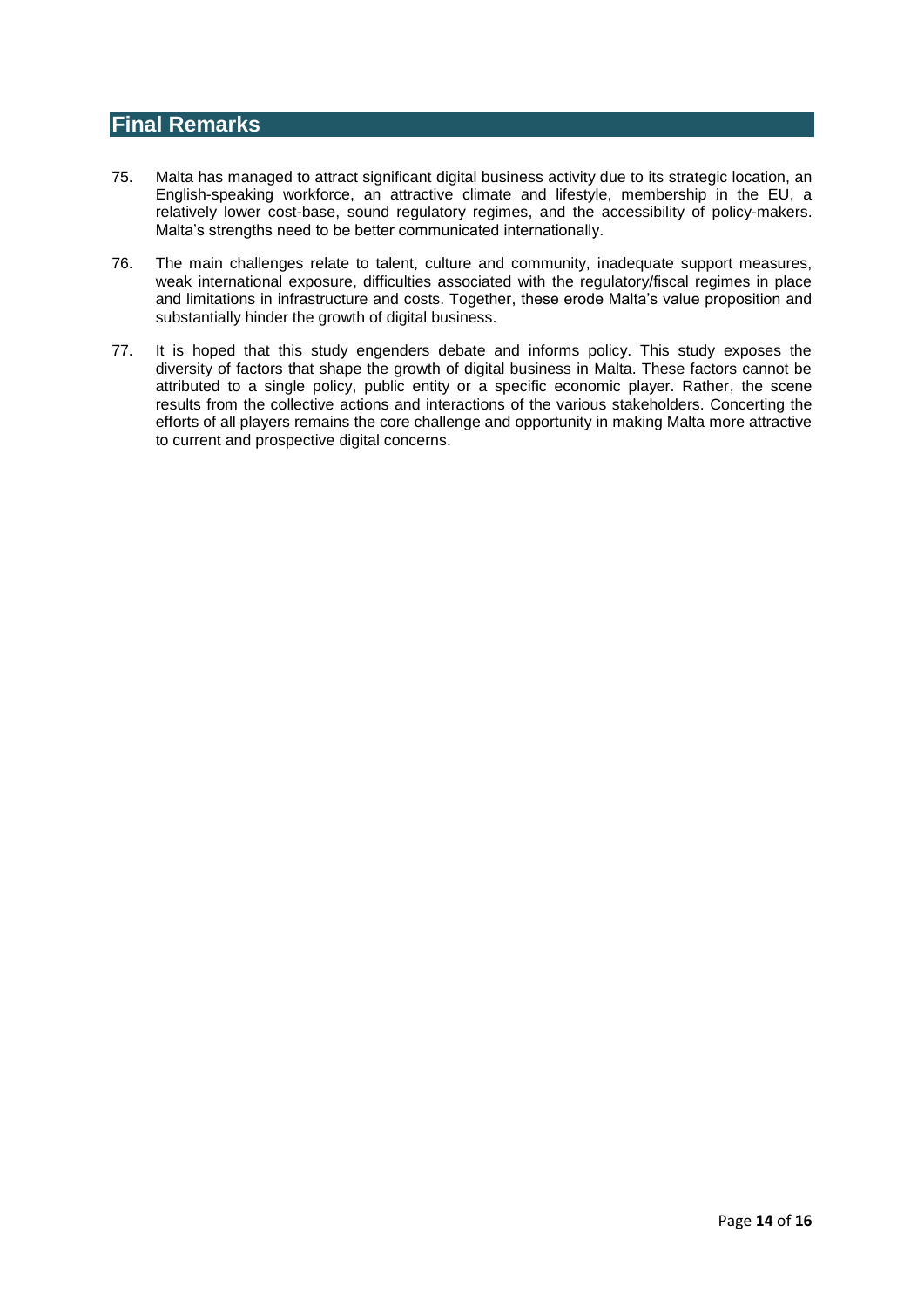## Final Remarks

75. Malta has managed to attract significant digital business activity due to its strategic location, an English-speaking workforce, an attractive climate and lifestyle, membership in the EU, a relatively lower cost-base, sound regulatory regimes, and the accessibility of policy-makers. Malta's strengths need to be better communicated internationally.

76. The main challenges relate to talent, culture and community, inadequate support measures, weak international exposure, difficulties associated with the regulatory/fiscal regimes in place and limitations in infrastructure and costs. Together, these erode Malta's value proposition and substantially hinder the growth of digital business.

77. It is hoped that this study engenders debate and informs policy. This study exposes the diversity of factors that shape the growth of digital business in Malta. These factors cannot be attributed to a single policy, public entity or a specific economic player. Rather, the scene results from the collective actions and interactions of the various stakeholders. Concerting the efforts of all players remains the core challenge and opportunity in making Malta more attractive to current and prospective digital concerns.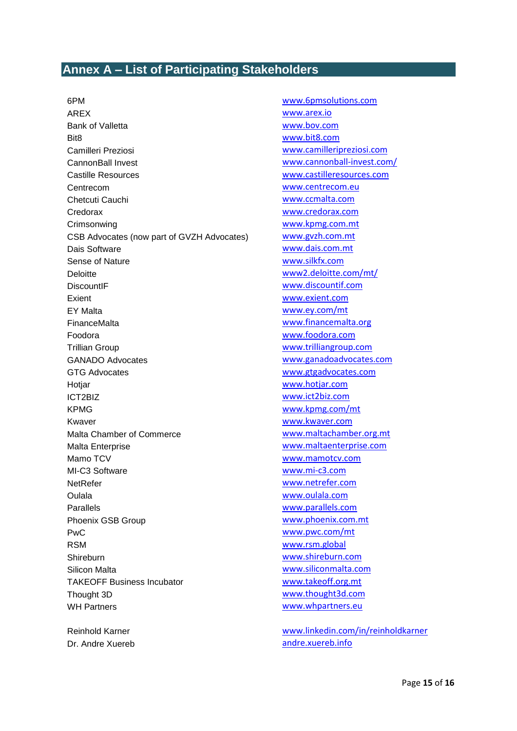## Annex A – List of Participating Stakeholders

| | |
|---|---|
| 6PM | www.6pmsolutions.com |
| AREX | www.arex.io |
| Bank of Valletta | www.bov.com |
| Bit8 | www.bit8.com |
| Camilleri Preziosi | www.camilleripreziosi.com |
| CannonBall Invest | www.cannonball-invest.com/ |
| Castille Resources | www.castilleresources.com |
| Centrecom | www.centrecom.eu |
| Chetcuti Cauchi | www.ccmalta.com |
| Credorax | www.credorax.com |
| Crimsonwing | www.kpmg.com.mt |
| CSB Advocates (now part of GVZH Advocates) | www.gvzh.com.mt |
| Dais Software | www.dais.com.mt |
| Sense of Nature | www.silkfx.com |
| Deloitte | www2.deloitte.com/mt/ |
| DiscountIF | www.discountif.com |
| Exient | www.exient.com |
| EY Malta | www.ey.com/mt |
| FinanceMalta | www.financemalta.org |
| Foodora | www.foodora.com |
| Trillian Group | www.trilliangroup.com |
| GANADO Advocates | www.ganadoadvocates.com |
| GTG Advocates | www.gtgadvocates.com |
| Hotjar | www.hotjar.com |
| ICT2BIZ | www.ict2biz.com |
| KPMG | www.kpmg.com/mt |
| Kwaver | www.kwaver.com |
| Malta Chamber of Commerce | www.maltachamber.org.mt |
| Malta Enterprise | www.maltaenterprise.com |
| Mamo TCV | www.mamotcv.com |
| MI-C3 Software | www.mi-c3.com |
| NetRefer | www.netrefer.com |
| Oulala | www.oulala.com |
| Parallels | www.parallels.com |
| Phoenix GSB Group | www.phoenix.com.mt |
| PwC | www.pwc.com/mt |
| RSM | www.rsm.global |
| Shireburn | www.shireburn.com |
| Silicon Malta | www.siliconmalta.com |
| TAKEOFF Business Incubator | www.takeoff.org.mt |
| Thought 3D | www.thought3d.com |
| WH Partners | www.whpartners.eu |
| | |
| Reinhold Karner | www.linkedin.com/in/reinholdkarner |
| Dr. Andre Xuereb | andre.xuereb.info |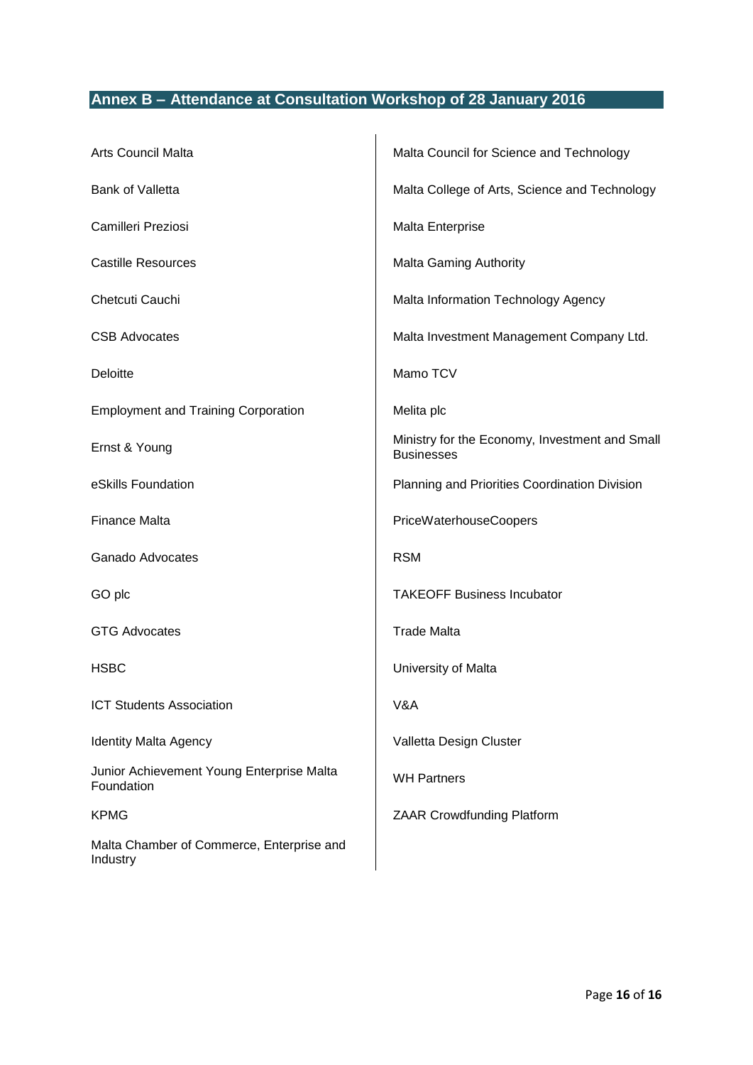## Annex B – Attendance at Consultation Workshop of 28 January 2016

Arts Council Malta

Bank of Valletta

Camilleri Preziosi

Castille Resources

Chetcuti Cauchi

CSB Advocates

Deloitte

Employment and Training Corporation

Ernst & Young

eSkills Foundation

Finance Malta

Ganado Advocates

GO plc

GTG Advocates

HSBC

ICT Students Association

Identity Malta Agency

Junior Achievement Young Enterprise Malta Foundation

KPMG

Malta Chamber of Commerce, Enterprise and Industry

Malta Council for Science and Technology

Malta College of Arts, Science and Technology

Malta Enterprise

Malta Gaming Authority

Malta Information Technology Agency

Malta Investment Management Company Ltd.

Mamo TCV

Melita plc

Ministry for the Economy, Investment and Small Businesses

Planning and Priorities Coordination Division

PriceWaterhouseCoopers

RSM

TAKEOFF Business Incubator

Trade Malta

University of Malta

V&A

Valletta Design Cluster

WH Partners

ZAAR Crowdfunding Platform